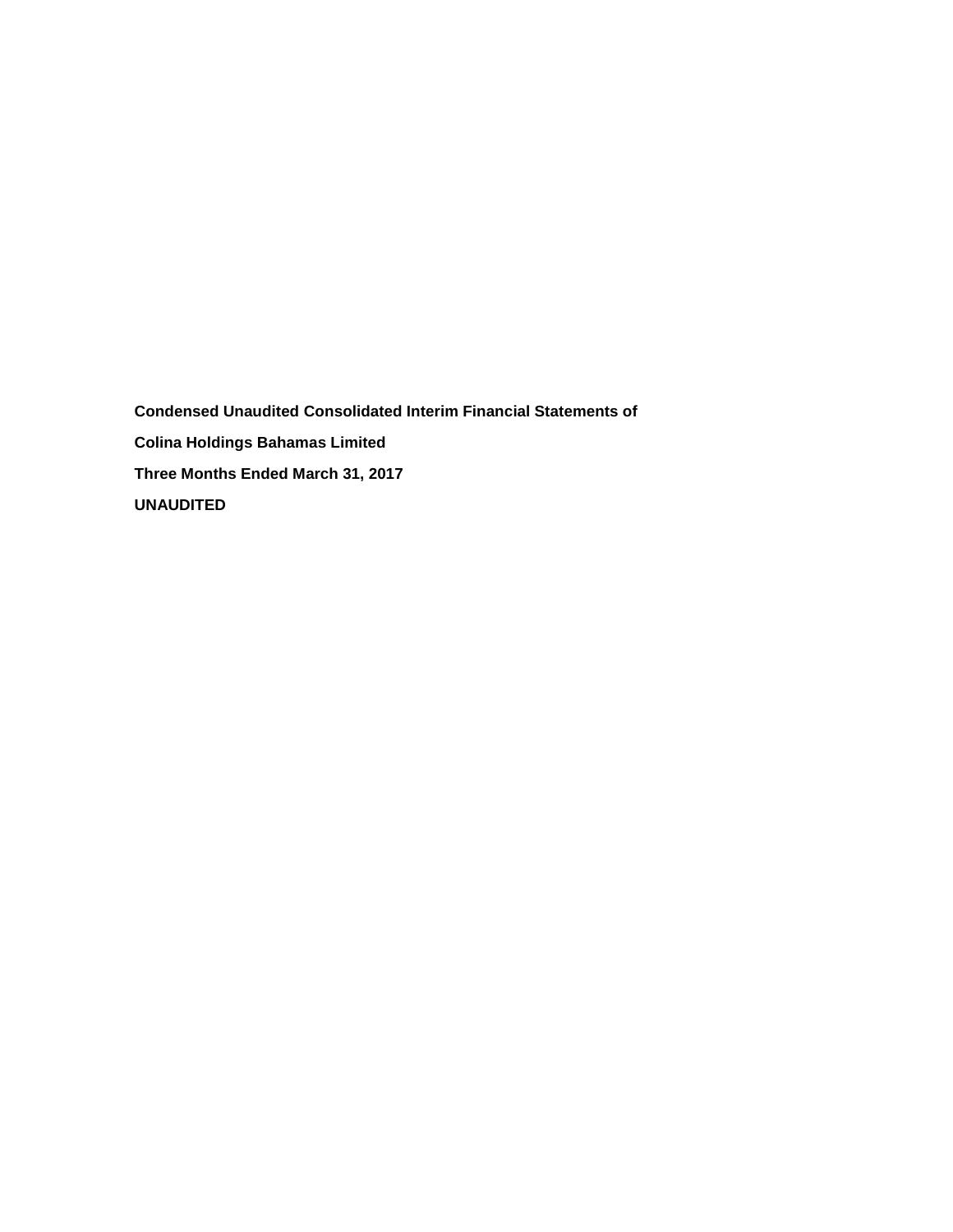**Condensed Unaudited Consolidated Interim Financial Statements of**

**Colina Holdings Bahamas Limited**

**Three Months Ended March 31, 2017**

**UNAUDITED**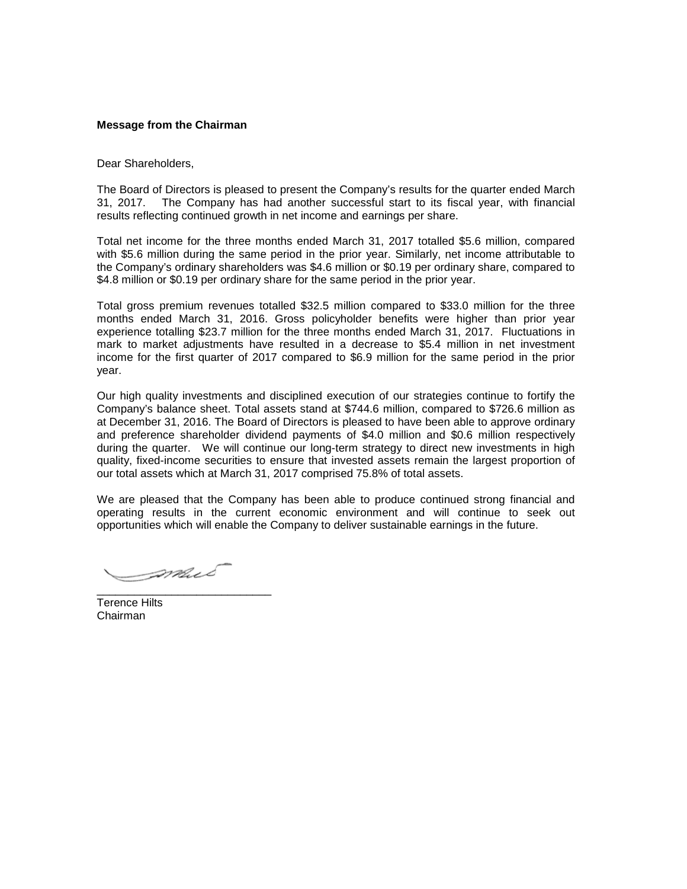**Message from the Chairman**

Dear Shareholders,

The Board of Directors is pleased to present the Company's results for the quarter ended March 31, 2017. The Company has had another successful start to its fiscal year, with financial results reflecting continued growth in net income and earnings per share.

Total net income for the three months ended March 31, 2017 totalled $5.6 million, compared with $5.6 million during the same period in the prior year. Similarly, net income attributable to the Company's ordinary shareholders was $4.6 million or $0.19 per ordinary share, compared to $4.8 million or $0.19 per ordinary share for the same period in the prior year.

Total gross premium revenues totalled $32.5 million compared to $33.0 million for the three months ended March 31, 2016. Gross policyholder benefits were higher than prior year experience totalling $23.7 million for the three months ended March 31, 2017. Fluctuations in mark to market adjustments have resulted in a decrease to $5.4 million in net investment income for the first quarter of 2017 compared to $6.9 million for the same period in the prior year.

Our high quality investments and disciplined execution of our strategies continue to fortify the Company's balance sheet. Total assets stand at $744.6 million, compared to $726.6 million as at December 31, 2016. The Board of Directors is pleased to have been able to approve ordinary and preference shareholder dividend payments of $4.0 million and $0.6 million respectively during the quarter. We will continue our long-term strategy to direct new investments in high quality, fixed-income securities to ensure that invested assets remain the largest proportion of our total assets which at March 31, 2017 comprised 75.8% of total assets.

We are pleased that the Company has been able to produce continued strong financial and operating results in the current economic environment and will continue to seek out opportunities which will enable the Company to deliver sustainable earnings in the future.

\_\_\_\_\_\_\_\_\_\_\_\_\_\_\_\_\_\_\_\_\_\_\_\_\_\_\_\_

Terence Hilts
Chairman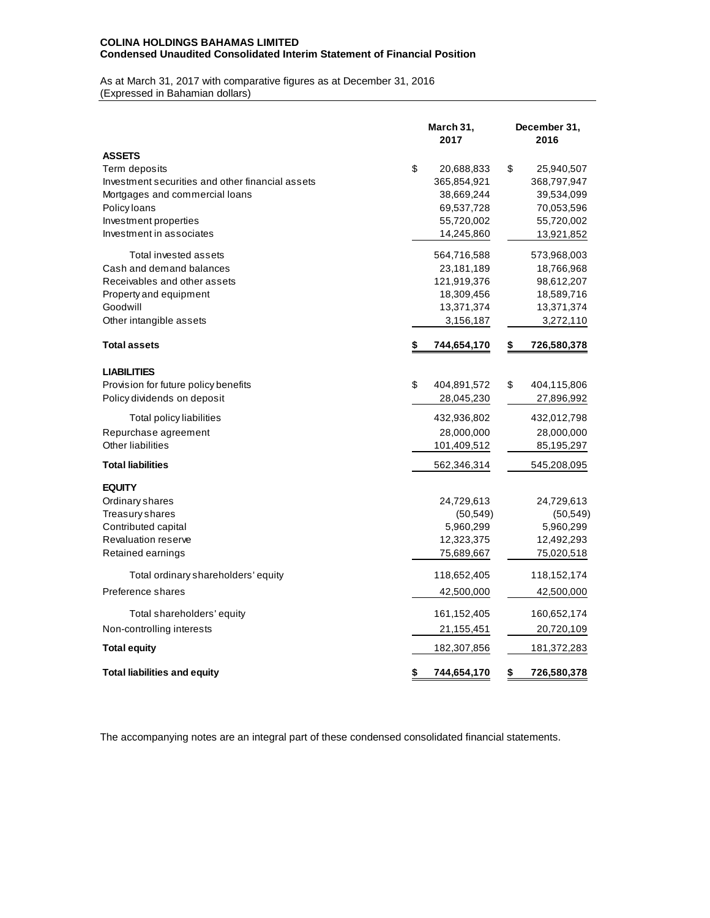**COLINA HOLDINGS BAHAMAS LIMITED**
**Condensed Unaudited Consolidated Interim Statement of Financial Position**

As at March 31, 2017 with comparative figures as at December 31, 2016
(Expressed in Bahamian dollars)

| | March 31, 2017 | December 31, 2016 |
|---|---|---|
| **ASSETS** | | |
| Term deposits | $ 20,688,833 | $ 25,940,507 |
| Investment securities and other financial assets | 365,854,921 | 368,797,947 |
| Mortgages and commercial loans | 38,669,244 | 39,534,099 |
| Policy loans | 69,537,728 | 70,053,596 |
| Investment properties | 55,720,002 | 55,720,002 |
| Investment in associates | 14,245,860 | 13,921,852 |
| Total invested assets | 564,716,588 | 573,968,003 |
| Cash and demand balances | 23,181,189 | 18,766,968 |
| Receivables and other assets | 121,919,376 | 98,612,207 |
| Property and equipment | 18,309,456 | 18,589,716 |
| Goodwill | 13,371,374 | 13,371,374 |
| Other intangible assets | 3,156,187 | 3,272,110 |
| **Total assets** | **$ 744,654,170** | **$ 726,580,378** |
| **LIABILITIES** | | |
| Provision for future policy benefits | $ 404,891,572 | $ 404,115,806 |
| Policy dividends on deposit | 28,045,230 | 27,896,992 |
| Total policy liabilities | 432,936,802 | 432,012,798 |
| Repurchase agreement | 28,000,000 | 28,000,000 |
| Other liabilities | 101,409,512 | 85,195,297 |
| **Total liabilities** | 562,346,314 | 545,208,095 |
| **EQUITY** | | |
| Ordinary shares | 24,729,613 | 24,729,613 |
| Treasury shares | (50,549) | (50,549) |
| Contributed capital | 5,960,299 | 5,960,299 |
| Revaluation reserve | 12,323,375 | 12,492,293 |
| Retained earnings | 75,689,667 | 75,020,518 |
| Total ordinary shareholders' equity | 118,652,405 | 118,152,174 |
| Preference shares | 42,500,000 | 42,500,000 |
| Total shareholders' equity | 161,152,405 | 160,652,174 |
| Non-controlling interests | 21,155,451 | 20,720,109 |
| **Total equity** | 182,307,856 | 181,372,283 |
| **Total liabilities and equity** | **$ 744,654,170** | **$ 726,580,378** |

The accompanying notes are an integral part of these condensed consolidated financial statements.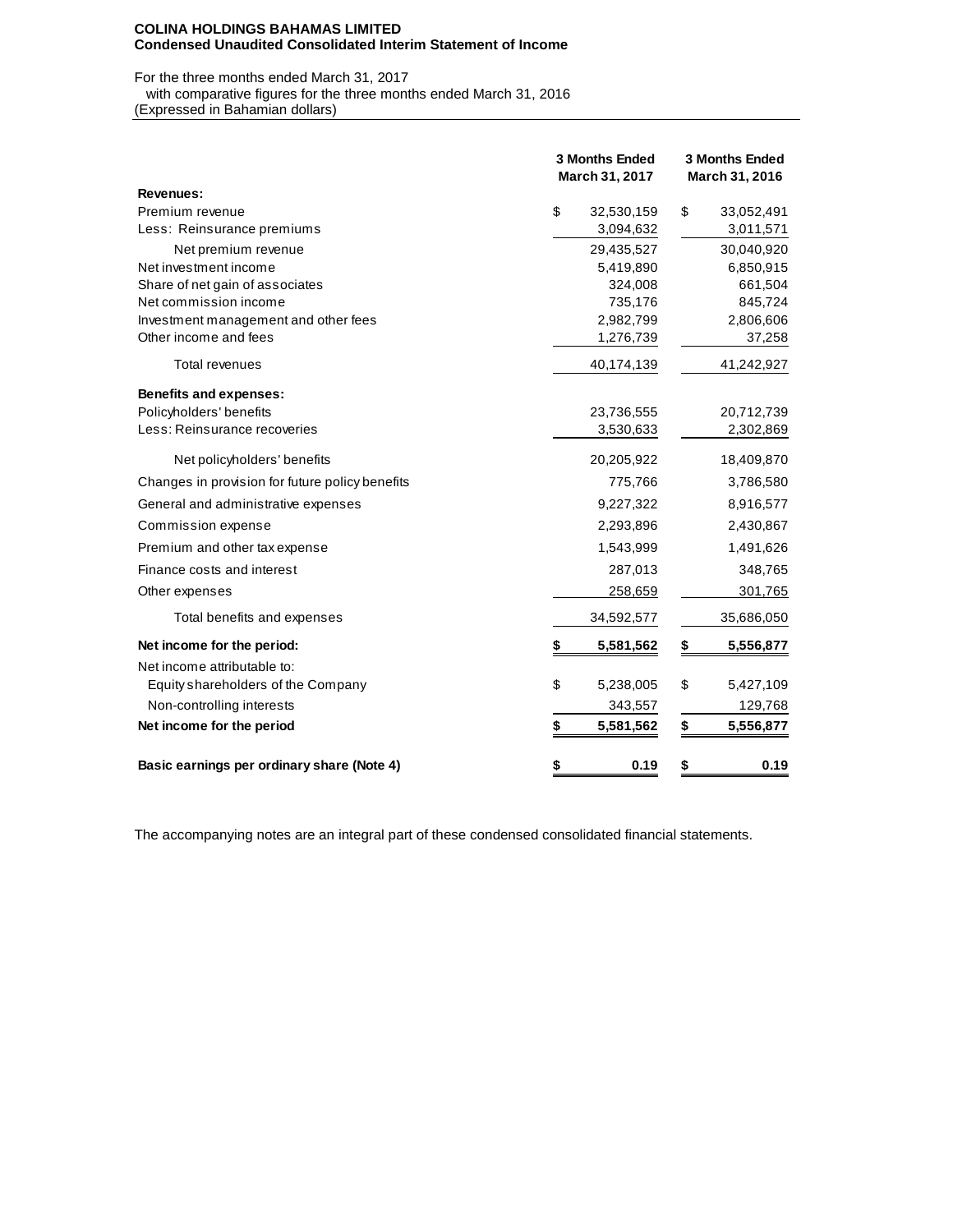**COLINA HOLDINGS BAHAMAS LIMITED**
**Condensed Unaudited Consolidated Interim Statement of Income**

For the three months ended March 31, 2017
with comparative figures for the three months ended March 31, 2016
(Expressed in Bahamian dollars)

| | 3 Months Ended March 31, 2017 | 3 Months Ended March 31, 2016 |
|---|---|---|
| **Revenues:** | | |
| Premium revenue | $ 32,530,159 | $ 33,052,491 |
| Less: Reinsurance premiums | 3,094,632 | 3,011,571 |
| Net premium revenue | 29,435,527 | 30,040,920 |
| Net investment income | 5,419,890 | 6,850,915 |
| Share of net gain of associates | 324,008 | 661,504 |
| Net commission income | 735,176 | 845,724 |
| Investment management and other fees | 2,982,799 | 2,806,606 |
| Other income and fees | 1,276,739 | 37,258 |
| Total revenues | 40,174,139 | 41,242,927 |
| **Benefits and expenses:** | | |
| Policyholders' benefits | 23,736,555 | 20,712,739 |
| Less: Reinsurance recoveries | 3,530,633 | 2,302,869 |
| Net policyholders' benefits | 20,205,922 | 18,409,870 |
| Changes in provision for future policy benefits | 775,766 | 3,786,580 |
| General and administrative expenses | 9,227,322 | 8,916,577 |
| Commission expense | 2,293,896 | 2,430,867 |
| Premium and other tax expense | 1,543,999 | 1,491,626 |
| Finance costs and interest | 287,013 | 348,765 |
| Other expenses | 258,659 | 301,765 |
| Total benefits and expenses | 34,592,577 | 35,686,050 |
| **Net income for the period:** | **$ 5,581,562** | **$ 5,556,877** |
| Net income attributable to: | | |
| Equity shareholders of the Company | $ 5,238,005 | $ 5,427,109 |
| Non-controlling interests | 343,557 | 129,768 |
| **Net income for the period** | **$ 5,581,562** | **$ 5,556,877** |
| **Basic earnings per ordinary share (Note 4)** | **$ 0.19** | **$ 0.19** |

The accompanying notes are an integral part of these condensed consolidated financial statements.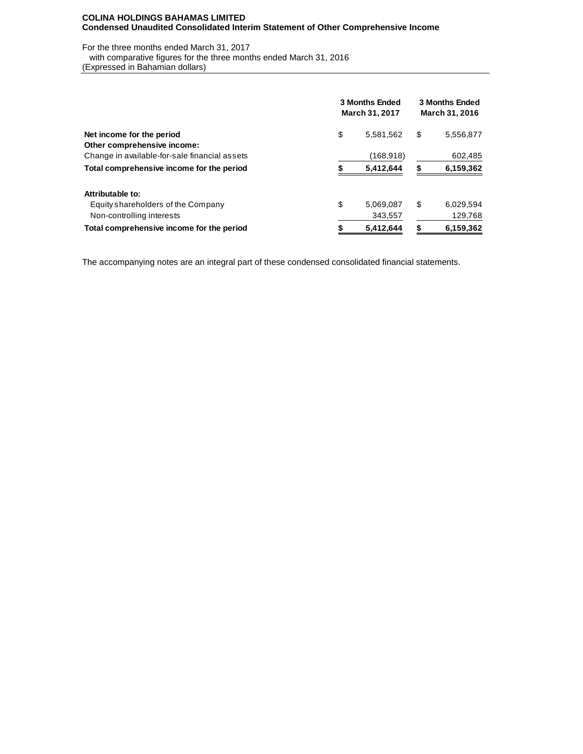**COLINA HOLDINGS BAHAMAS LIMITED**
**Condensed Unaudited Consolidated Interim Statement of Other Comprehensive Income**

For the three months ended March 31, 2017
with comparative figures for the three months ended March 31, 2016
(Expressed in Bahamian dollars)

| | 3 Months Ended March 31, 2017 | 3 Months Ended March 31, 2016 |
|---|---|---|
| **Net income for the period** | $ 5,581,562 | $ 5,556,877 |
| **Other comprehensive income:** | | |
| Change in available-for-sale financial assets | (168,918) | 602,485 |
| **Total comprehensive income for the period** | **$ 5,412,644** | **$ 6,159,362** |
| | | |
| **Attributable to:** | | |
| Equity shareholders of the Company | $ 5,069,087 | $ 6,029,594 |
| Non-controlling interests | 343,557 | 129,768 |
| **Total comprehensive income for the period** | **$ 5,412,644** | **$ 6,159,362** |

The accompanying notes are an integral part of these condensed consolidated financial statements.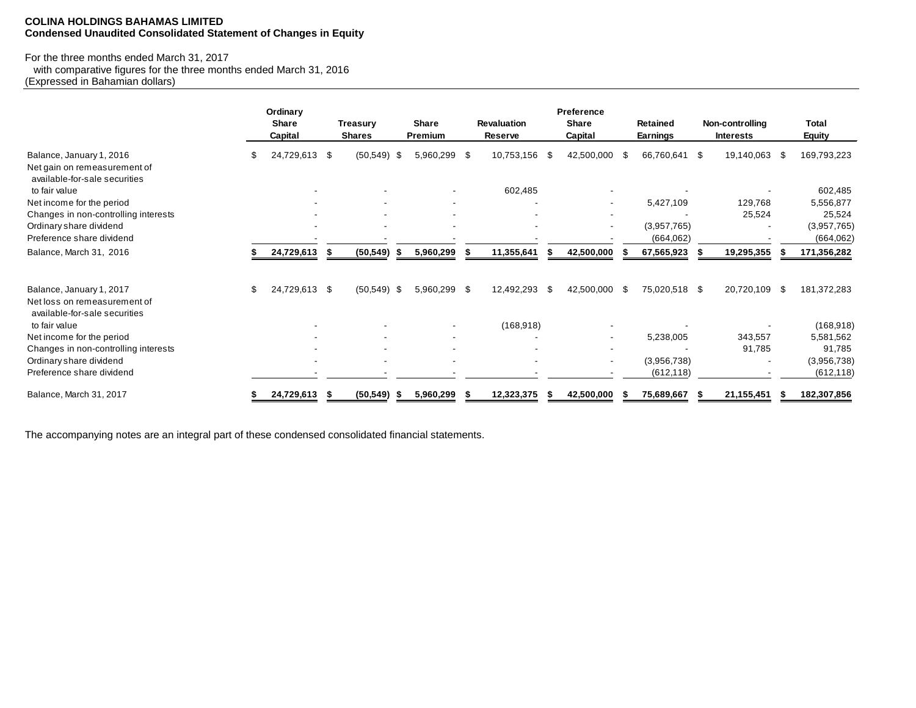**COLINA HOLDINGS BAHAMAS LIMITED**
**Condensed Unaudited Consolidated Statement of Changes in Equity**

For the three months ended March 31, 2017
with comparative figures for the three months ended March 31, 2016
(Expressed in Bahamian dollars)

| | Ordinary Share Capital | Treasury Shares | Share Premium | Revaluation Reserve | Preference Share Capital | Retained Earnings | Non-controlling Interests | Total Equity |
|---|---|---|---|---|---|---|---|---|
| Balance, January 1, 2016 | $ 24,729,613 | $ (50,549) | $ 5,960,299 | $ 10,753,156 | $ 42,500,000 | $ 66,760,641 | $ 19,140,063 | $ 169,793,223 |
| Net gain on remeasurement of available-for-sale securities to fair value | - | - | - | 602,485 | - | - | - | 602,485 |
| Net income for the period | - | - | - | - | - | 5,427,109 | 129,768 | 5,556,877 |
| Changes in non-controlling interests | - | - | - | - | - | - | 25,524 | 25,524 |
| Ordinary share dividend | - | - | - | - | - | (3,957,765) | - | (3,957,765) |
| Preference share dividend | - | - | - | - | - | (664,062) | - | (664,062) |
| Balance, March 31, 2016 | **$ 24,729,613** | **$ (50,549)** | **$ 5,960,299** | **$ 11,355,641** | **$ 42,500,000** | **$ 67,565,923** | **$ 19,295,355** | **$ 171,356,282** |
| | | | | | | | | |
| Balance, January 1, 2017 | $ 24,729,613 | $ (50,549) | $ 5,960,299 | $ 12,492,293 | $ 42,500,000 | $ 75,020,518 | $ 20,720,109 | $ 181,372,283 |
| Net loss on remeasurement of available-for-sale securities to fair value | - | - | - | (168,918) | - | - | - | (168,918) |
| Net income for the period | - | - | - | - | - | 5,238,005 | 343,557 | 5,581,562 |
| Changes in non-controlling interests | - | - | - | - | - | - | 91,785 | 91,785 |
| Ordinary share dividend | - | - | - | - | - | (3,956,738) | - | (3,956,738) |
| Preference share dividend | - | - | - | - | - | (612,118) | - | (612,118) |
| Balance, March 31, 2017 | **$ 24,729,613** | **$ (50,549)** | **$ 5,960,299** | **$ 12,323,375** | **$ 42,500,000** | **$ 75,689,667** | **$ 21,155,451** | **$ 182,307,856** |

The accompanying notes are an integral part of these condensed consolidated financial statements.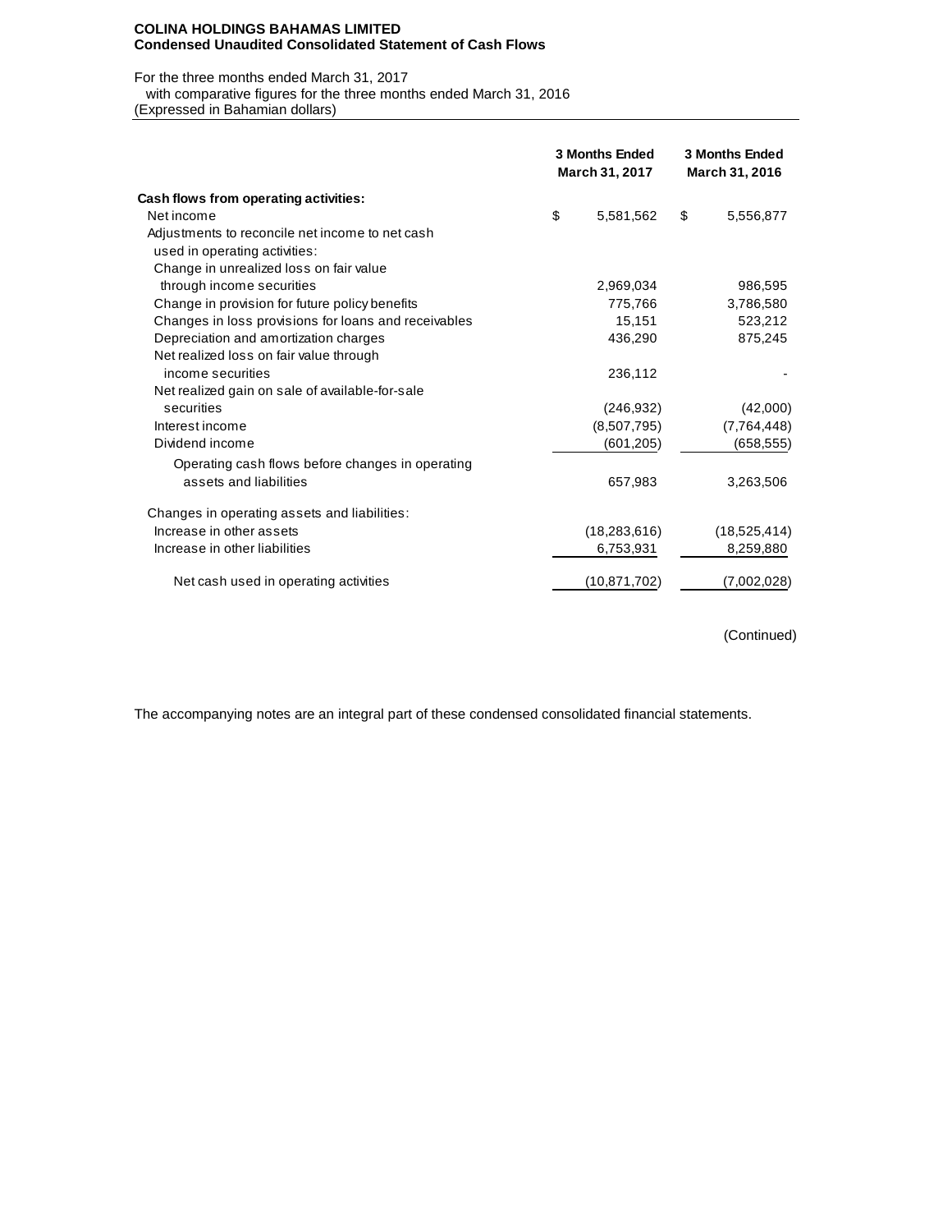**COLINA HOLDINGS BAHAMAS LIMITED**
**Condensed Unaudited Consolidated Statement of Cash Flows**

For the three months ended March 31, 2017
with comparative figures for the three months ended March 31, 2016
(Expressed in Bahamian dollars)

| | 3 Months Ended March 31, 2017 | 3 Months Ended March 31, 2016 |
|---|---|---|
| **Cash flows from operating activities:** | | |
| Net income | $ 5,581,562 | $ 5,556,877 |
| Adjustments to reconcile net income to net cash used in operating activities: | | |
| Change in unrealized loss on fair value through income securities | 2,969,034 | 986,595 |
| Change in provision for future policy benefits | 775,766 | 3,786,580 |
| Changes in loss provisions for loans and receivables | 15,151 | 523,212 |
| Depreciation and amortization charges | 436,290 | 875,245 |
| Net realized loss on fair value through income securities | 236,112 | - |
| Net realized gain on sale of available-for-sale securities | (246,932) | (42,000) |
| Interest income | (8,507,795) | (7,764,448) |
| Dividend income | (601,205) | (658,555) |
| Operating cash flows before changes in operating assets and liabilities | 657,983 | 3,263,506 |
| Changes in operating assets and liabilities: | | |
| Increase in other assets | (18,283,616) | (18,525,414) |
| Increase in other liabilities | 6,753,931 | 8,259,880 |
| Net cash used in operating activities | (10,871,702) | (7,002,028) |

(Continued)

The accompanying notes are an integral part of these condensed consolidated financial statements.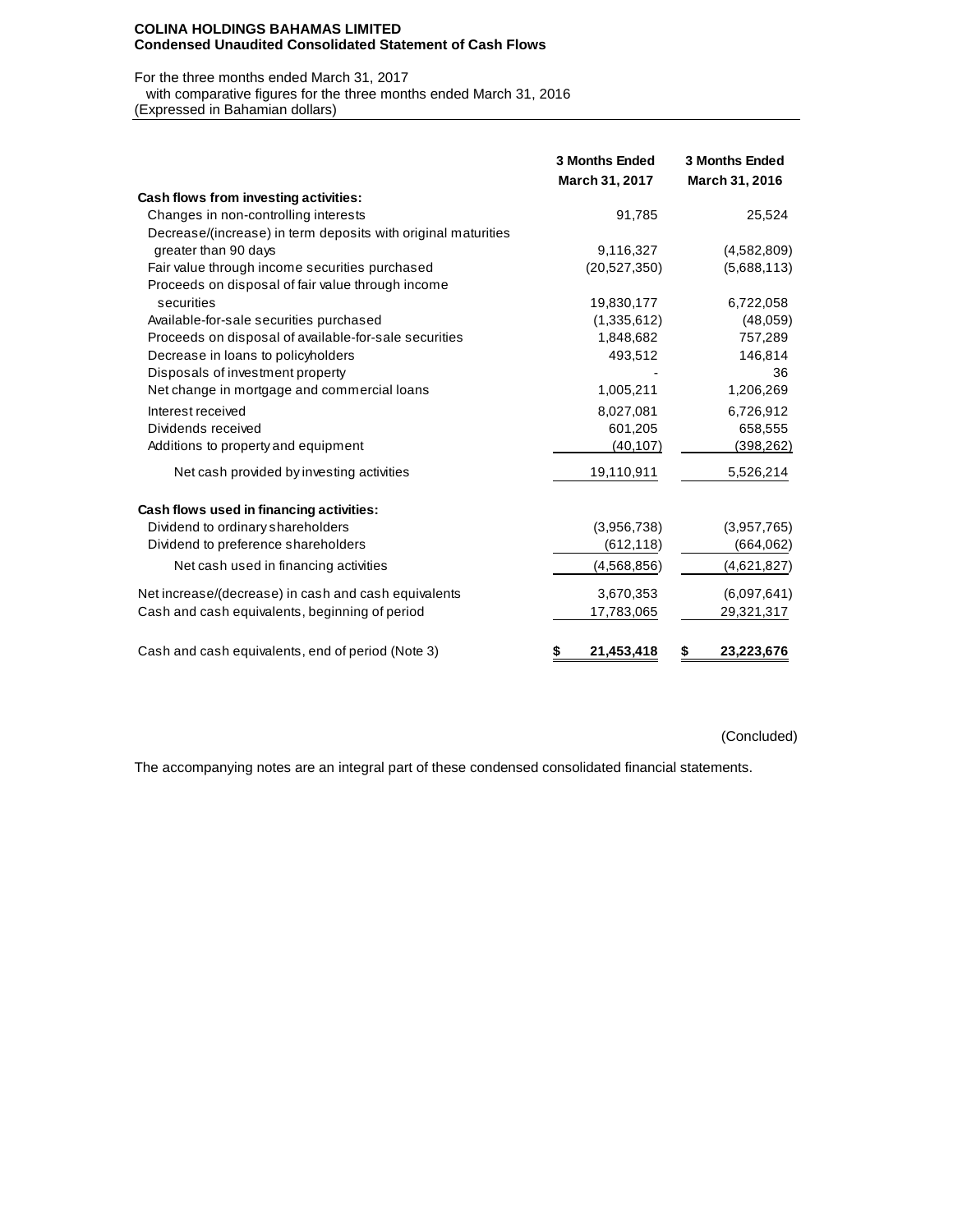**COLINA HOLDINGS BAHAMAS LIMITED**
**Condensed Unaudited Consolidated Statement of Cash Flows**

For the three months ended March 31, 2017
with comparative figures for the three months ended March 31, 2016
(Expressed in Bahamian dollars)

| | 3 Months Ended March 31, 2017 | 3 Months Ended March 31, 2016 |
|---|---|---|
| **Cash flows from investing activities:** | | |
| Changes in non-controlling interests | 91,785 | 25,524 |
| Decrease/(increase) in term deposits with original maturities greater than 90 days | 9,116,327 | (4,582,809) |
| Fair value through income securities purchased | (20,527,350) | (5,688,113) |
| Proceeds on disposal of fair value through income securities | 19,830,177 | 6,722,058 |
| Available-for-sale securities purchased | (1,335,612) | (48,059) |
| Proceeds on disposal of available-for-sale securities | 1,848,682 | 757,289 |
| Decrease in loans to policyholders | 493,512 | 146,814 |
| Disposals of investment property | - | 36 |
| Net change in mortgage and commercial loans | 1,005,211 | 1,206,269 |
| Interest received | 8,027,081 | 6,726,912 |
| Dividends received | 601,205 | 658,555 |
| Additions to property and equipment | (40,107) | (398,262) |
| Net cash provided by investing activities | 19,110,911 | 5,526,214 |
| **Cash flows used in financing activities:** | | |
| Dividend to ordinary shareholders | (3,956,738) | (3,957,765) |
| Dividend to preference shareholders | (612,118) | (664,062) |
| Net cash used in financing activities | (4,568,856) | (4,621,827) |
| Net increase/(decrease) in cash and cash equivalents | 3,670,353 | (6,097,641) |
| Cash and cash equivalents, beginning of period | 17,783,065 | 29,321,317 |
| Cash and cash equivalents, end of period (Note 3) | $ 21,453,418 | $ 23,223,676 |

(Concluded)

The accompanying notes are an integral part of these condensed consolidated financial statements.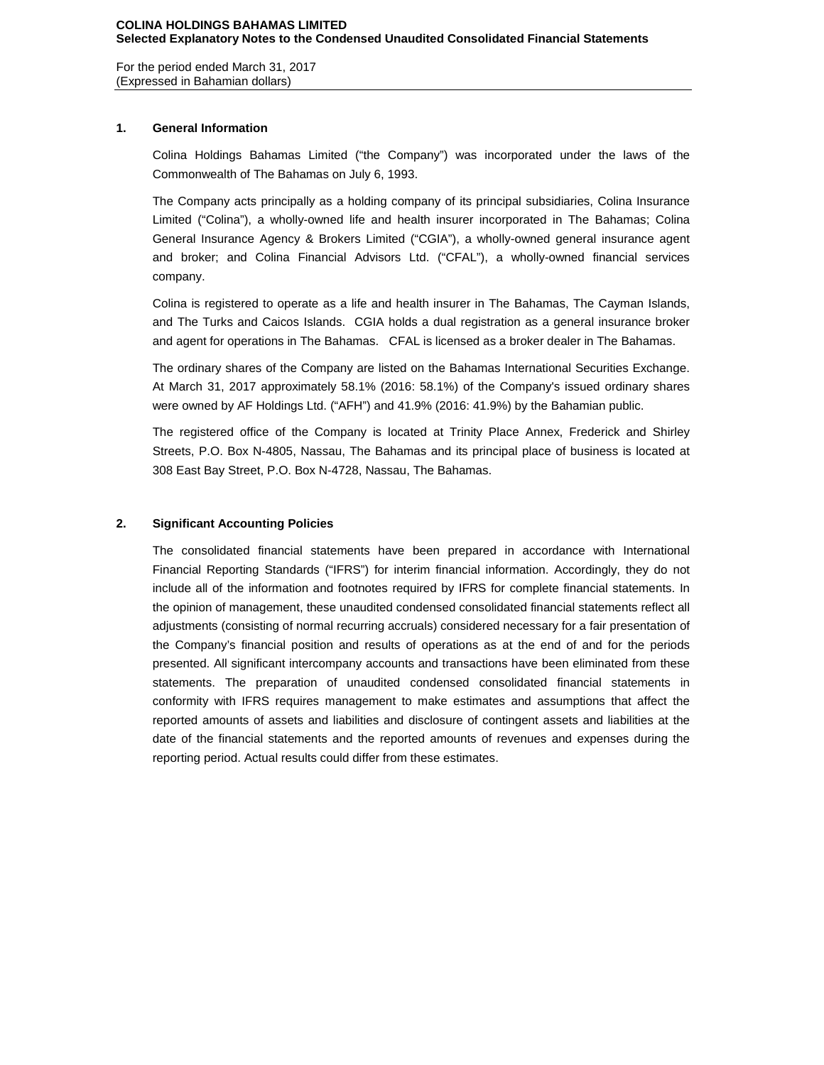**COLINA HOLDINGS BAHAMAS LIMITED**
**Selected Explanatory Notes to the Condensed Unaudited Consolidated Financial Statements**

For the period ended March 31, 2017
(Expressed in Bahamian dollars)

## 1. General Information

Colina Holdings Bahamas Limited ("the Company") was incorporated under the laws of the Commonwealth of The Bahamas on July 6, 1993.

The Company acts principally as a holding company of its principal subsidiaries, Colina Insurance Limited ("Colina"), a wholly-owned life and health insurer incorporated in The Bahamas; Colina General Insurance Agency & Brokers Limited ("CGIA"), a wholly-owned general insurance agent and broker; and Colina Financial Advisors Ltd. ("CFAL"), a wholly-owned financial services company.

Colina is registered to operate as a life and health insurer in The Bahamas, The Cayman Islands, and The Turks and Caicos Islands. CGIA holds a dual registration as a general insurance broker and agent for operations in The Bahamas. CFAL is licensed as a broker dealer in The Bahamas.

The ordinary shares of the Company are listed on the Bahamas International Securities Exchange. At March 31, 2017 approximately 58.1% (2016: 58.1%) of the Company's issued ordinary shares were owned by AF Holdings Ltd. ("AFH") and 41.9% (2016: 41.9%) by the Bahamian public.

The registered office of the Company is located at Trinity Place Annex, Frederick and Shirley Streets, P.O. Box N-4805, Nassau, The Bahamas and its principal place of business is located at 308 East Bay Street, P.O. Box N-4728, Nassau, The Bahamas.

## 2. Significant Accounting Policies

The consolidated financial statements have been prepared in accordance with International Financial Reporting Standards ("IFRS") for interim financial information. Accordingly, they do not include all of the information and footnotes required by IFRS for complete financial statements. In the opinion of management, these unaudited condensed consolidated financial statements reflect all adjustments (consisting of normal recurring accruals) considered necessary for a fair presentation of the Company's financial position and results of operations as at the end of and for the periods presented. All significant intercompany accounts and transactions have been eliminated from these statements. The preparation of unaudited condensed consolidated financial statements in conformity with IFRS requires management to make estimates and assumptions that affect the reported amounts of assets and liabilities and disclosure of contingent assets and liabilities at the date of the financial statements and the reported amounts of revenues and expenses during the reporting period. Actual results could differ from these estimates.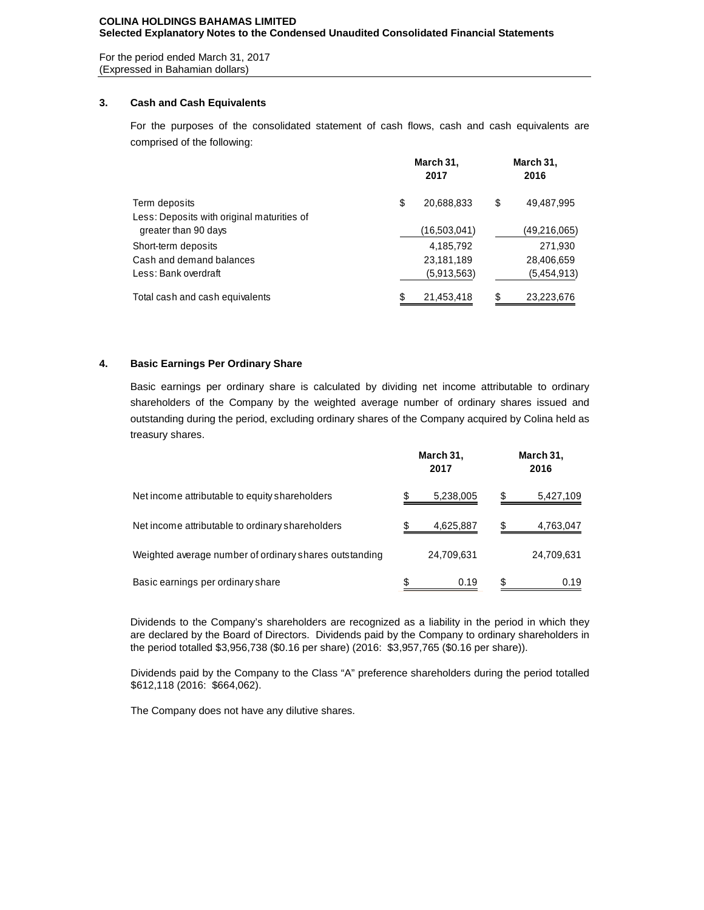COLINA HOLDINGS BAHAMAS LIMITED
**Selected Explanatory Notes to the Condensed Unaudited Consolidated Financial Statements**

For the period ended March 31, 2017
(Expressed in Bahamian dollars)

## 3. Cash and Cash Equivalents

For the purposes of the consolidated statement of cash flows, cash and cash equivalents are comprised of the following:

| | March 31, 2017 | March 31, 2016 |
|---|---|---|
| Term deposits | $ 20,688,833 | $ 49,487,995 |
| Less: Deposits with original maturities of greater than 90 days | (16,503,041) | (49,216,065) |
| Short-term deposits | 4,185,792 | 271,930 |
| Cash and demand balances | 23,181,189 | 28,406,659 |
| Less: Bank overdraft | (5,913,563) | (5,454,913) |
| Total cash and cash equivalents | $ 21,453,418 | $ 23,223,676 |

## 4. Basic Earnings Per Ordinary Share

Basic earnings per ordinary share is calculated by dividing net income attributable to ordinary shareholders of the Company by the weighted average number of ordinary shares issued and outstanding during the period, excluding ordinary shares of the Company acquired by Colina held as treasury shares.

| | March 31, 2017 | March 31, 2016 |
|---|---|---|
| Net income attributable to equity shareholders | $ 5,238,005 | $ 5,427,109 |
| Net income attributable to ordinary shareholders | $ 4,625,887 | $ 4,763,047 |
| Weighted average number of ordinary shares outstanding | 24,709,631 | 24,709,631 |
| Basic earnings per ordinary share | $ 0.19 | $ 0.19 |

Dividends to the Company's shareholders are recognized as a liability in the period in which they are declared by the Board of Directors. Dividends paid by the Company to ordinary shareholders in the period totalled $3,956,738 ($0.16 per share) (2016: $3,957,765 ($0.16 per share)).

Dividends paid by the Company to the Class "A" preference shareholders during the period totalled $612,118 (2016: $664,062).

The Company does not have any dilutive shares.